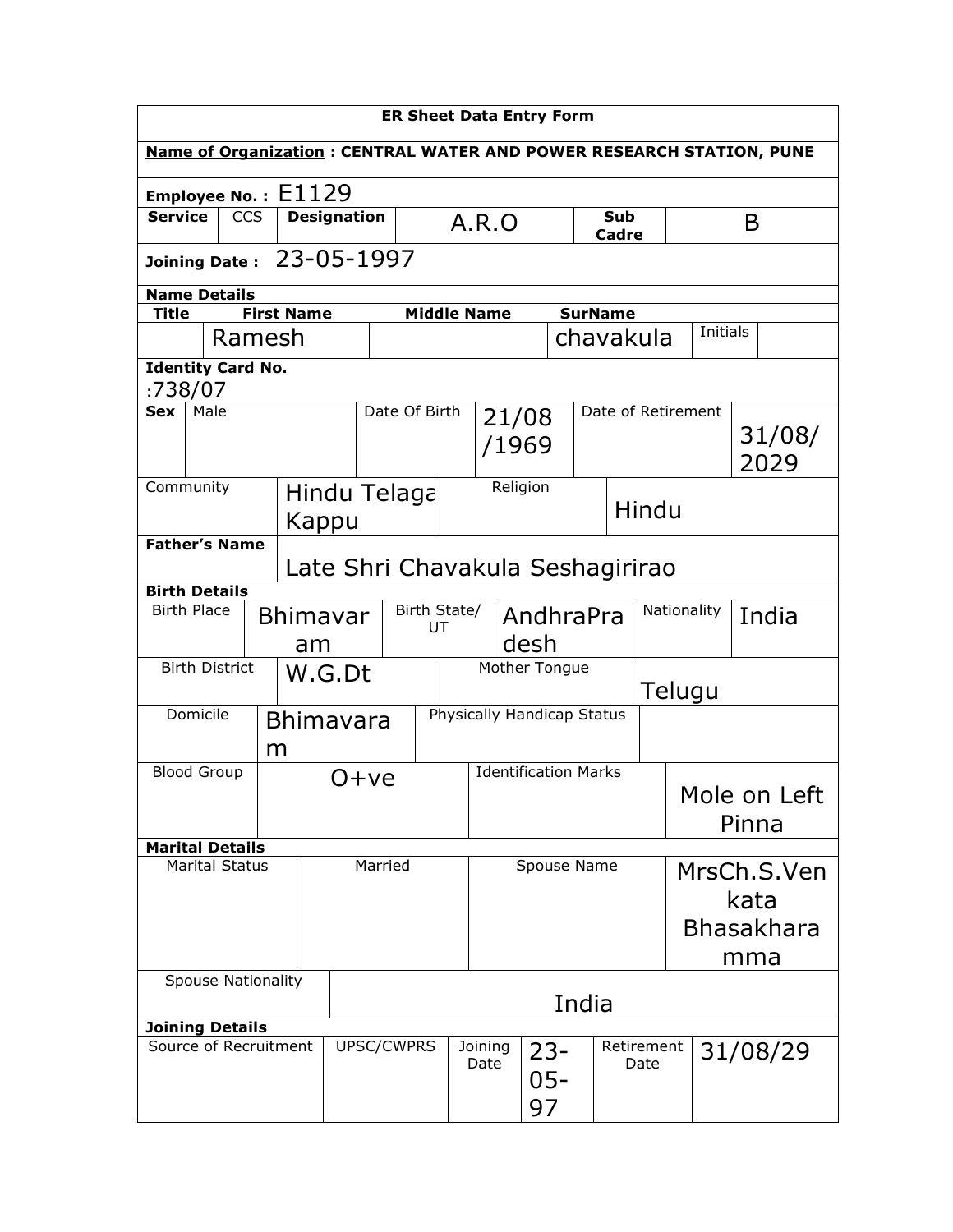**ER Sheet Data Entry Form**

**Name of Organization : CENTRAL WATER AND POWER RESEARCH STATION, PUNE**

**Employee No. :** E1129

| **Service** | CCS | **Designation** | A.R.O | **Sub Cadre** | B |
|---|---|---|---|---|---|

**Joining Date :** 23-05-1997

**Name Details**

| **Title** | **First Name** | **Middle Name** | **SurName** | Initials | |
|---|---|---|---|---|---|
| | Ramesh | | chavakula | | |

**Identity Card No.** :738/07

| **Sex** | Male | Date Of Birth | 21/08/1969 | Date of Retirement | 31/08/2029 |
|---|---|---|---|---|---|

| Community | Hindu Telaga Kappu | Religion | Hindu |
|---|---|---|---|

| **Father's Name** | Late Shri Chavakula Seshagirirao |
|---|---|

**Birth Details**

| Birth Place | Bhimavaram | Birth State/ UT | AndhraPradesh | Nationality | India |
|---|---|---|---|---|---|

| Birth District | W.G.Dt | Mother Tongue | Telugu |
|---|---|---|---|

| Domicile | Bhimavaram | Physically Handicap Status | |
|---|---|---|---|

| Blood Group | O+ve | Identification Marks | Mole on Left Pinna |
|---|---|---|---|

**Marital Details**

| Marital Status | Married | Spouse Name | MrsCh.S.Venkata Bhasakharamma |
|---|---|---|---|

| Spouse Nationality | India |
|---|---|

**Joining Details**

| Source of Recruitment | UPSC/CWPRS | Joining Date | 23-05-97 | Retirement Date | 31/08/29 |
|---|---|---|---|---|---|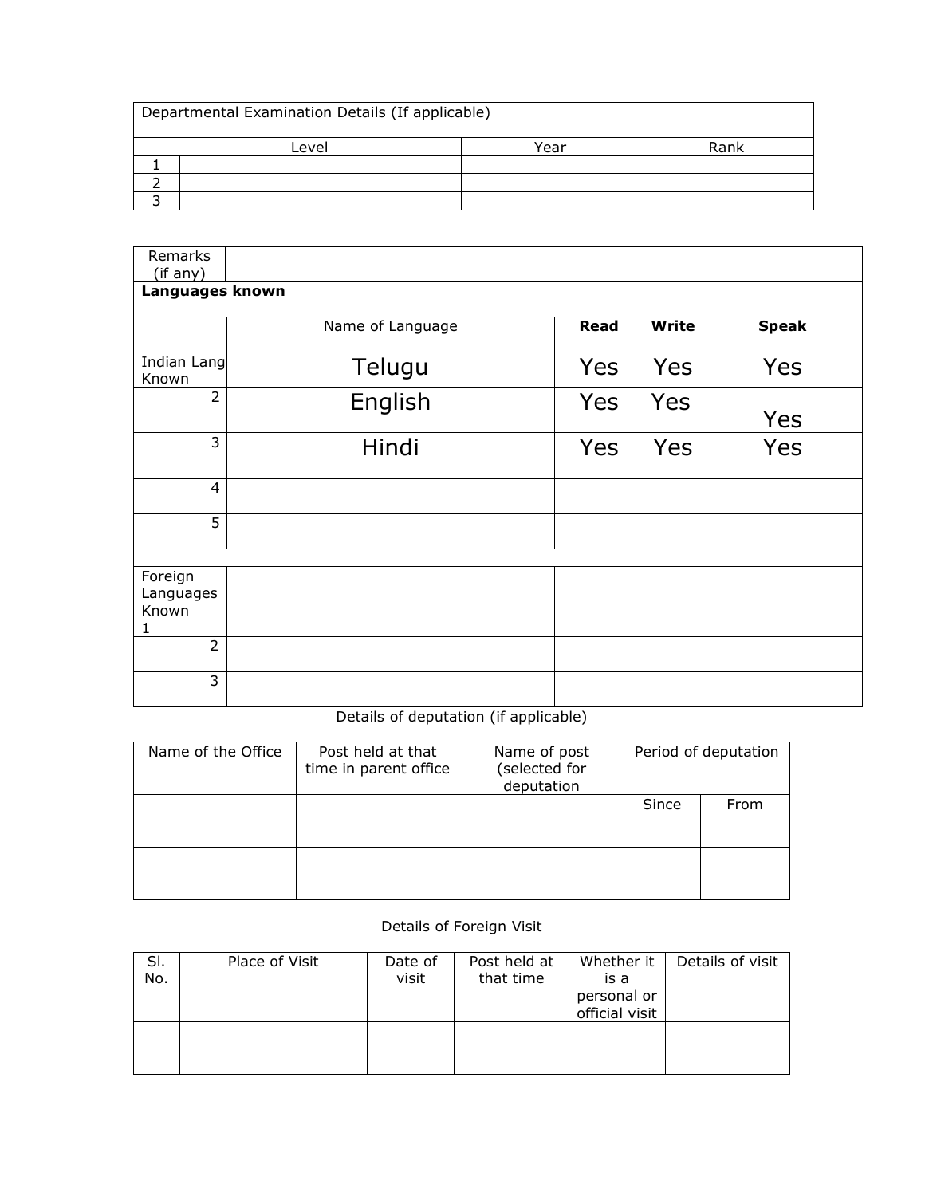| Departmental Examination Details (If applicable) | | | |
|---|---|---|---|
| | Level | Year | Rank |
| 1 | | | |
| 2 | | | |
| 3 | | | |

| Remarks (if any) | | | | |
|---|---|---|---|---|
| **Languages known** | | | | |
| | Name of Language | **Read** | **Write** | **Speak** |
| Indian Lang Known | Telugu | Yes | Yes | Yes |
| 2 | English | Yes | Yes | Yes |
| 3 | Hindi | Yes | Yes | Yes |
| 4 | | | | |
| 5 | | | | |
| | | | | |
| Foreign Languages Known 1 | | | | |
| 2 | | | | |
| 3 | | | | |

Details of deputation (if applicable)

| Name of the Office | Post held at that time in parent office | Name of post (selected for deputation | Period of deputation | |
|---|---|---|---|---|
| | | | Since | From |
| | | | | |

Details of Foreign Visit

| Sl. No. | Place of Visit | Date of visit | Post held at that time | Whether it is a personal or official visit | Details of visit |
|---|---|---|---|---|---|
| | | | | | |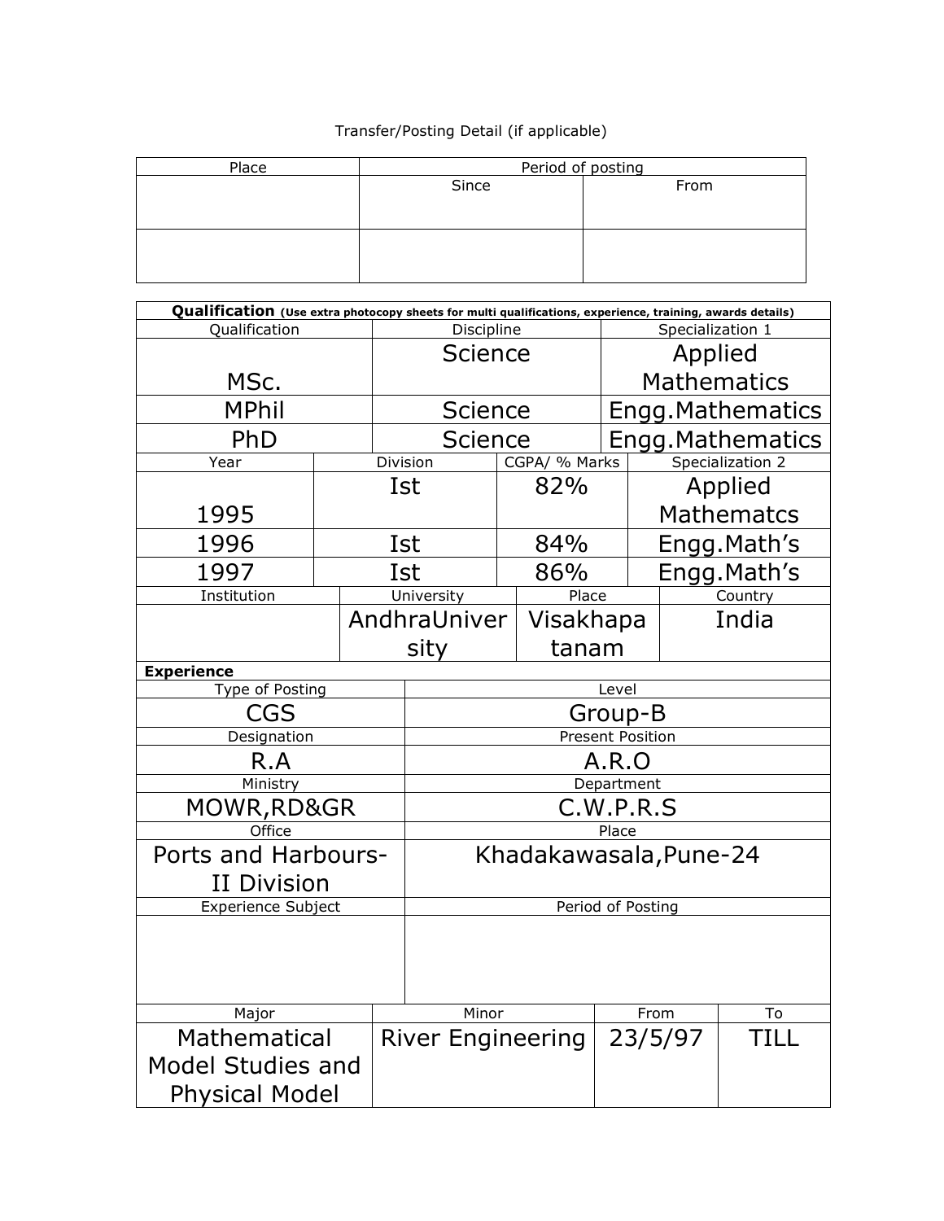Transfer/Posting Detail (if applicable)

| Place | Period of posting | |
|---|---|---|
| | Since | From |
| | | |

**Qualification** **(Use extra photocopy sheets for multi qualifications, experience, training, awards details)**

| Qualification | Discipline | Specialization 1 |
|---|---|---|
| MSc. | Science | Applied Mathematics |
| MPhil | Science | Engg.Mathematics |
| PhD | Science | Engg.Mathematics |

| Year | Division | CGPA/ % Marks | Specialization 2 |
|---|---|---|---|
| 1995 | Ist | 82% | Applied Mathematcs |
| 1996 | Ist | 84% | Engg.Math's |
| 1997 | Ist | 86% | Engg.Math's |

| Institution | University | Place | Country |
|---|---|---|---|
| | AndhraUniversity | Visakhapatanam | India |

**Experience**

| Type of Posting | Level |
|---|---|
| CGS | Group-B |
| **Designation** | **Present Position** |
| R.A | A.R.O |
| **Ministry** | **Department** |
| MOWR,RD&GR | C.W.P.R.S |
| **Office** | **Place** |
| Ports and Harbours-II Division | Khadakawasala,Pune-24 |
| **Experience Subject** | **Period of Posting** |
| | |

| Major | Minor | From | To |
|---|---|---|---|
| Mathematical Model Studies and Physical Model | River Engineering | 23/5/97 | TILL |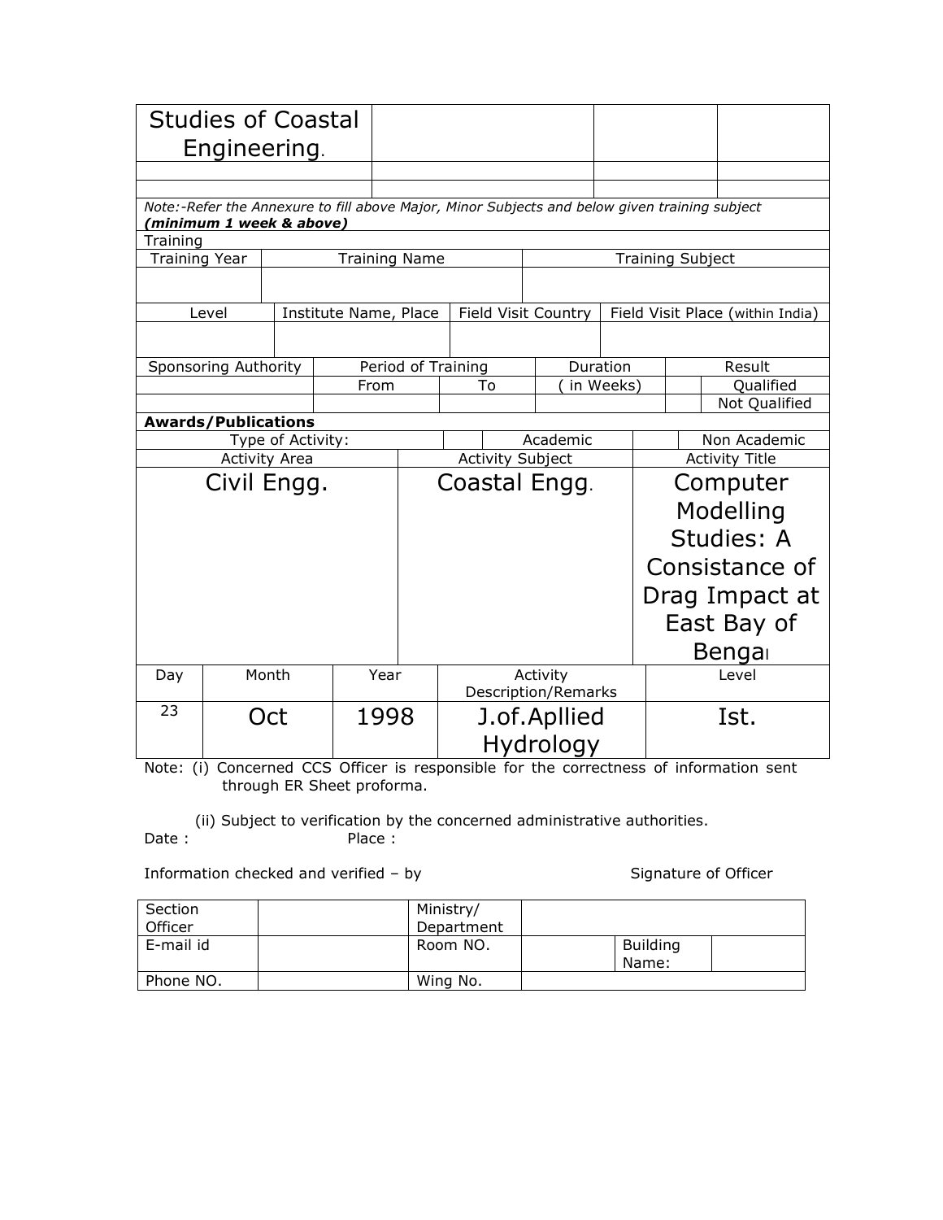| | | | |
|---|---|---|---|
| Studies of Coastal Engineering. | | | |
| | | | |
| | | | |

*Note:-Refer the Annexure to fill above Major, Minor Subjects and below given training subject* ***(minimum 1 week & above)***

Training

| Training Year | Training Name | Training Subject |
|---|---|---|
| | | |

| Level | Institute Name, Place | Field Visit Country | Field Visit Place (within India) |
|---|---|---|---|
| | | | |

| Sponsoring Authority | Period of Training | | Duration | Result | |
|---|---|---|---|---|---|
| | From | To | ( in Weeks) | | Qualified |
| | | | | | Not Qualified |

**Awards/Publications**

| Type of Activity: | | Academic | | Non Academic |
|---|---|---|---|---|

| Activity Area | Activity Subject | Activity Title |
|---|---|---|
| Civil Engg. | Coastal Engg. | Computer Modelling Studies: A Consistance of Drag Impact at East Bay of Bengal |

| Day | Month | Year | Activity Description/Remarks | Level |
|---|---|---|---|---|
| 23 | Oct | 1998 | J.of.Apllied Hydrology | Ist. |

Note: (i) Concerned CCS Officer is responsible for the correctness of information sent through ER Sheet proforma.

(ii) Subject to verification by the concerned administrative authorities.

Date : Place :

Information checked and verified – by Signature of Officer

| | | | | | |
|---|---|---|---|---|---|
| Section Officer | | Ministry/ Department | | | |
| E-mail id | | Room NO. | | Building Name: | |
| Phone NO. | | Wing No. | | | |